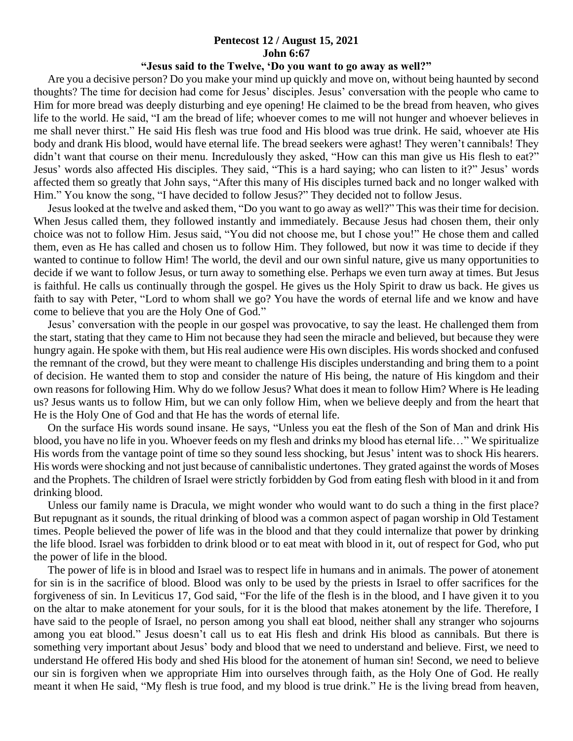**Pentecost 12 / August 15, 2021**
**John 6:67**
**"Jesus said to the Twelve, 'Do you want to go away as well?"**

Are you a decisive person? Do you make your mind up quickly and move on, without being haunted by second thoughts? The time for decision had come for Jesus' disciples. Jesus' conversation with the people who came to Him for more bread was deeply disturbing and eye opening! He claimed to be the bread from heaven, who gives life to the world. He said, "I am the bread of life; whoever comes to me will not hunger and whoever believes in me shall never thirst." He said His flesh was true food and His blood was true drink. He said, whoever ate His body and drank His blood, would have eternal life. The bread seekers were aghast! They weren't cannibals! They didn't want that course on their menu. Incredulously they asked, "How can this man give us His flesh to eat?" Jesus' words also affected His disciples. They said, "This is a hard saying; who can listen to it?" Jesus' words affected them so greatly that John says, "After this many of His disciples turned back and no longer walked with Him." You know the song, "I have decided to follow Jesus?" They decided not to follow Jesus.

Jesus looked at the twelve and asked them, "Do you want to go away as well?" This was their time for decision. When Jesus called them, they followed instantly and immediately. Because Jesus had chosen them, their only choice was not to follow Him. Jesus said, "You did not choose me, but I chose you!" He chose them and called them, even as He has called and chosen us to follow Him. They followed, but now it was time to decide if they wanted to continue to follow Him! The world, the devil and our own sinful nature, give us many opportunities to decide if we want to follow Jesus, or turn away to something else. Perhaps we even turn away at times. But Jesus is faithful. He calls us continually through the gospel. He gives us the Holy Spirit to draw us back. He gives us faith to say with Peter, "Lord to whom shall we go? You have the words of eternal life and we know and have come to believe that you are the Holy One of God."

Jesus' conversation with the people in our gospel was provocative, to say the least. He challenged them from the start, stating that they came to Him not because they had seen the miracle and believed, but because they were hungry again. He spoke with them, but His real audience were His own disciples. His words shocked and confused the remnant of the crowd, but they were meant to challenge His disciples understanding and bring them to a point of decision. He wanted them to stop and consider the nature of His being, the nature of His kingdom and their own reasons for following Him. Why do we follow Jesus? What does it mean to follow Him? Where is He leading us? Jesus wants us to follow Him, but we can only follow Him, when we believe deeply and from the heart that He is the Holy One of God and that He has the words of eternal life.

On the surface His words sound insane. He says, "Unless you eat the flesh of the Son of Man and drink His blood, you have no life in you. Whoever feeds on my flesh and drinks my blood has eternal life…" We spiritualize His words from the vantage point of time so they sound less shocking, but Jesus' intent was to shock His hearers. His words were shocking and not just because of cannibalistic undertones. They grated against the words of Moses and the Prophets. The children of Israel were strictly forbidden by God from eating flesh with blood in it and from drinking blood.

Unless our family name is Dracula, we might wonder who would want to do such a thing in the first place? But repugnant as it sounds, the ritual drinking of blood was a common aspect of pagan worship in Old Testament times. People believed the power of life was in the blood and that they could internalize that power by drinking the life blood. Israel was forbidden to drink blood or to eat meat with blood in it, out of respect for God, who put the power of life in the blood.

The power of life is in blood and Israel was to respect life in humans and in animals. The power of atonement for sin is in the sacrifice of blood. Blood was only to be used by the priests in Israel to offer sacrifices for the forgiveness of sin. In Leviticus 17, God said, "For the life of the flesh is in the blood, and I have given it to you on the altar to make atonement for your souls, for it is the blood that makes atonement by the life. Therefore, I have said to the people of Israel, no person among you shall eat blood, neither shall any stranger who sojourns among you eat blood." Jesus doesn't call us to eat His flesh and drink His blood as cannibals. But there is something very important about Jesus' body and blood that we need to understand and believe. First, we need to understand He offered His body and shed His blood for the atonement of human sin! Second, we need to believe our sin is forgiven when we appropriate Him into ourselves through faith, as the Holy One of God. He really meant it when He said, "My flesh is true food, and my blood is true drink." He is the living bread from heaven,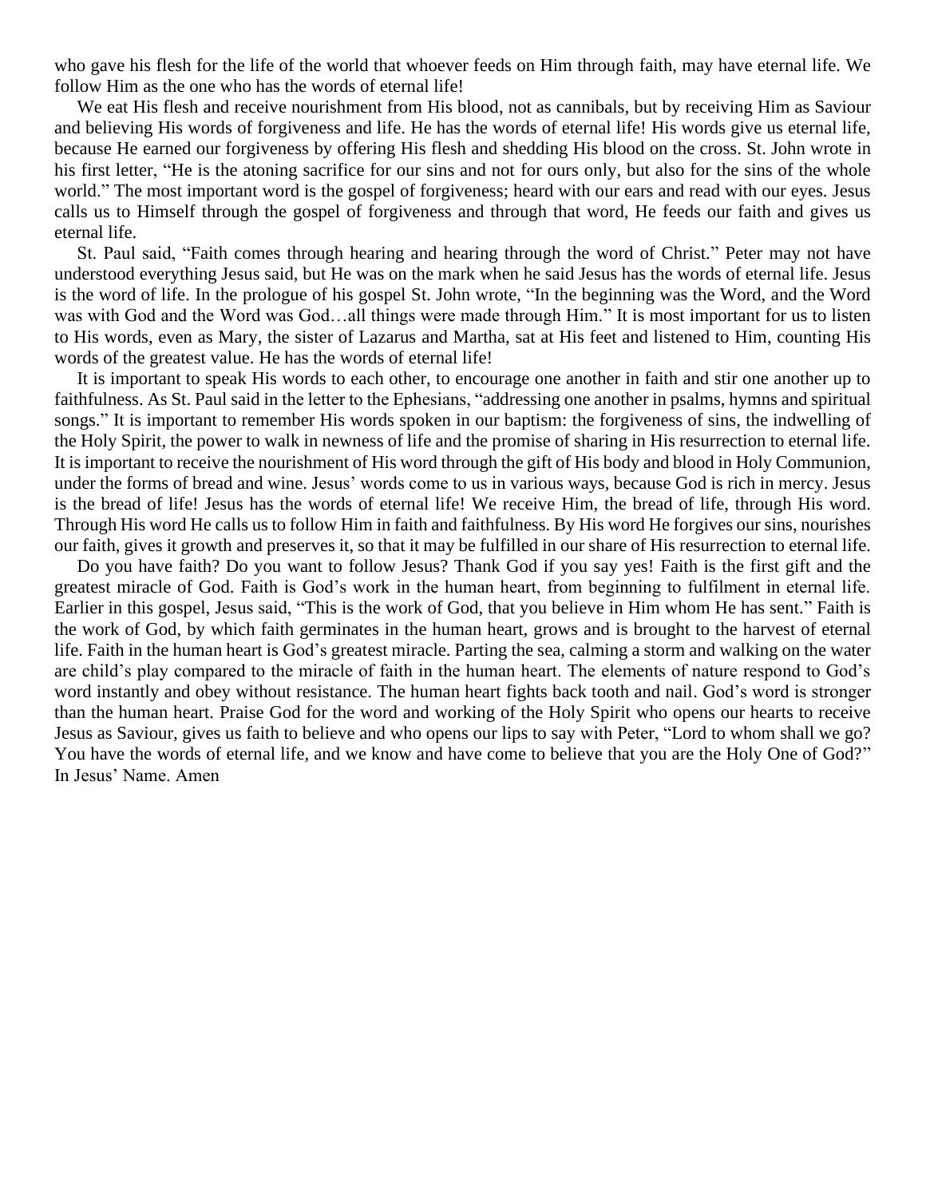who gave his flesh for the life of the world that whoever feeds on Him through faith, may have eternal life. We follow Him as the one who has the words of eternal life!

We eat His flesh and receive nourishment from His blood, not as cannibals, but by receiving Him as Saviour and believing His words of forgiveness and life. He has the words of eternal life! His words give us eternal life, because He earned our forgiveness by offering His flesh and shedding His blood on the cross. St. John wrote in his first letter, "He is the atoning sacrifice for our sins and not for ours only, but also for the sins of the whole world." The most important word is the gospel of forgiveness; heard with our ears and read with our eyes. Jesus calls us to Himself through the gospel of forgiveness and through that word, He feeds our faith and gives us eternal life.

St. Paul said, "Faith comes through hearing and hearing through the word of Christ." Peter may not have understood everything Jesus said, but He was on the mark when he said Jesus has the words of eternal life. Jesus is the word of life. In the prologue of his gospel St. John wrote, "In the beginning was the Word, and the Word was with God and the Word was God…all things were made through Him." It is most important for us to listen to His words, even as Mary, the sister of Lazarus and Martha, sat at His feet and listened to Him, counting His words of the greatest value. He has the words of eternal life!

It is important to speak His words to each other, to encourage one another in faith and stir one another up to faithfulness. As St. Paul said in the letter to the Ephesians, "addressing one another in psalms, hymns and spiritual songs." It is important to remember His words spoken in our baptism: the forgiveness of sins, the indwelling of the Holy Spirit, the power to walk in newness of life and the promise of sharing in His resurrection to eternal life. It is important to receive the nourishment of His word through the gift of His body and blood in Holy Communion, under the forms of bread and wine. Jesus' words come to us in various ways, because God is rich in mercy. Jesus is the bread of life! Jesus has the words of eternal life! We receive Him, the bread of life, through His word. Through His word He calls us to follow Him in faith and faithfulness. By His word He forgives our sins, nourishes our faith, gives it growth and preserves it, so that it may be fulfilled in our share of His resurrection to eternal life.

Do you have faith? Do you want to follow Jesus? Thank God if you say yes! Faith is the first gift and the greatest miracle of God. Faith is God's work in the human heart, from beginning to fulfilment in eternal life. Earlier in this gospel, Jesus said, "This is the work of God, that you believe in Him whom He has sent." Faith is the work of God, by which faith germinates in the human heart, grows and is brought to the harvest of eternal life. Faith in the human heart is God's greatest miracle. Parting the sea, calming a storm and walking on the water are child's play compared to the miracle of faith in the human heart. The elements of nature respond to God's word instantly and obey without resistance. The human heart fights back tooth and nail. God's word is stronger than the human heart. Praise God for the word and working of the Holy Spirit who opens our hearts to receive Jesus as Saviour, gives us faith to believe and who opens our lips to say with Peter, "Lord to whom shall we go? You have the words of eternal life, and we know and have come to believe that you are the Holy One of God?" In Jesus' Name. Amen